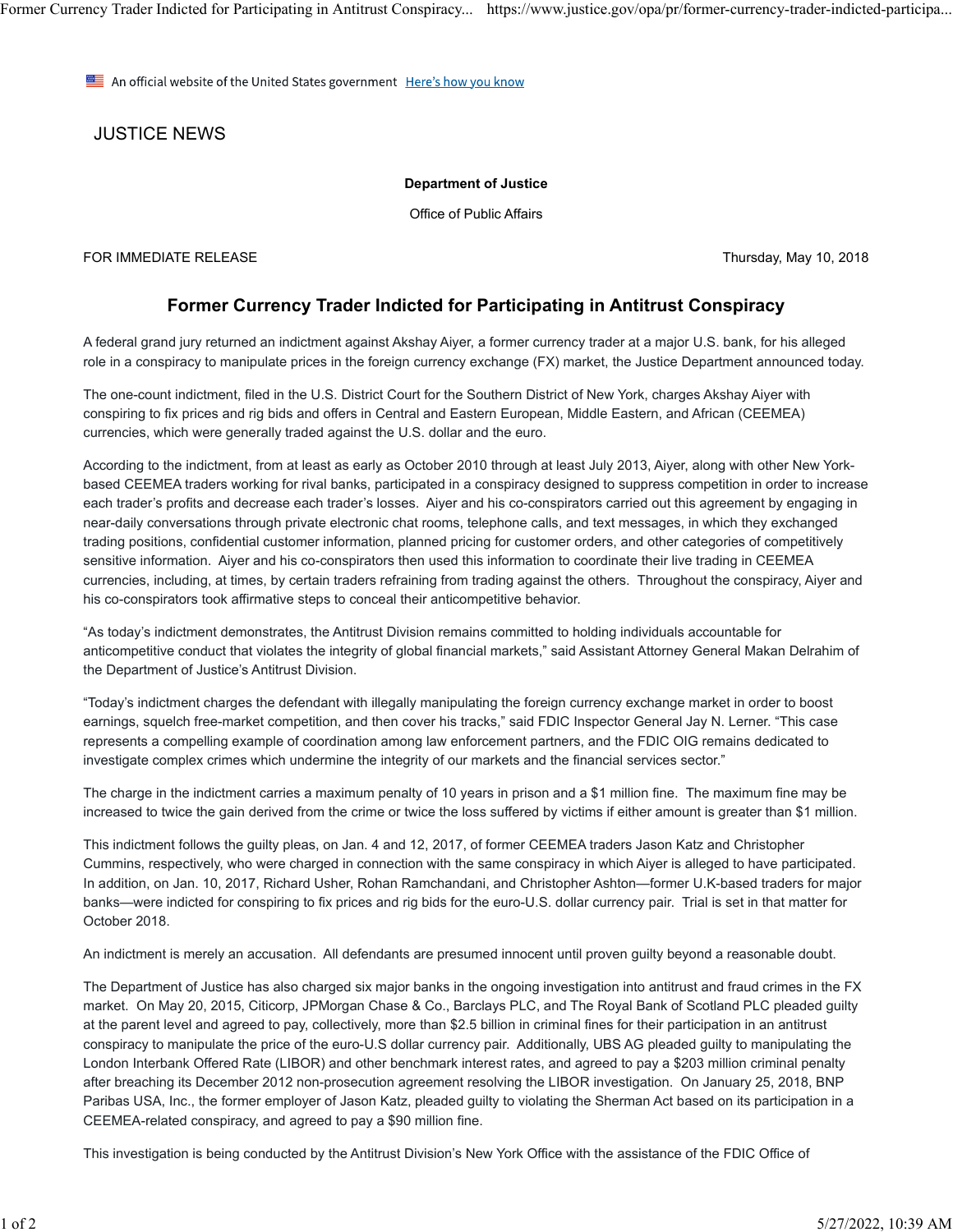An official website of the United States government Here's how you know

JUSTICE NEWS

**Department of Justice**

Office of Public Affairs

FOR IMMEDIATE RELEASE Thursday, May 10, 2018

## Former Currency Trader Indicted for Participating in Antitrust Conspiracy

A federal grand jury returned an indictment against Akshay Aiyer, a former currency trader at a major U.S. bank, for his alleged role in a conspiracy to manipulate prices in the foreign currency exchange (FX) market, the Justice Department announced today.

The one-count indictment, filed in the U.S. District Court for the Southern District of New York, charges Akshay Aiyer with conspiring to fix prices and rig bids and offers in Central and Eastern European, Middle Eastern, and African (CEEMEA) currencies, which were generally traded against the U.S. dollar and the euro.

According to the indictment, from at least as early as October 2010 through at least July 2013, Aiyer, along with other New York-based CEEMEA traders working for rival banks, participated in a conspiracy designed to suppress competition in order to increase each trader's profits and decrease each trader's losses. Aiyer and his co-conspirators carried out this agreement by engaging in near-daily conversations through private electronic chat rooms, telephone calls, and text messages, in which they exchanged trading positions, confidential customer information, planned pricing for customer orders, and other categories of competitively sensitive information. Aiyer and his co-conspirators then used this information to coordinate their live trading in CEEMEA currencies, including, at times, by certain traders refraining from trading against the others. Throughout the conspiracy, Aiyer and his co-conspirators took affirmative steps to conceal their anticompetitive behavior.

"As today's indictment demonstrates, the Antitrust Division remains committed to holding individuals accountable for anticompetitive conduct that violates the integrity of global financial markets," said Assistant Attorney General Makan Delrahim of the Department of Justice's Antitrust Division.

"Today's indictment charges the defendant with illegally manipulating the foreign currency exchange market in order to boost earnings, squelch free-market competition, and then cover his tracks," said FDIC Inspector General Jay N. Lerner. "This case represents a compelling example of coordination among law enforcement partners, and the FDIC OIG remains dedicated to investigate complex crimes which undermine the integrity of our markets and the financial services sector."

The charge in the indictment carries a maximum penalty of 10 years in prison and a $1 million fine. The maximum fine may be increased to twice the gain derived from the crime or twice the loss suffered by victims if either amount is greater than $1 million.

This indictment follows the guilty pleas, on Jan. 4 and 12, 2017, of former CEEMEA traders Jason Katz and Christopher Cummins, respectively, who were charged in connection with the same conspiracy in which Aiyer is alleged to have participated. In addition, on Jan. 10, 2017, Richard Usher, Rohan Ramchandani, and Christopher Ashton—former U.K-based traders for major banks—were indicted for conspiring to fix prices and rig bids for the euro-U.S. dollar currency pair. Trial is set in that matter for October 2018.

An indictment is merely an accusation. All defendants are presumed innocent until proven guilty beyond a reasonable doubt.

The Department of Justice has also charged six major banks in the ongoing investigation into antitrust and fraud crimes in the FX market. On May 20, 2015, Citicorp, JPMorgan Chase & Co., Barclays PLC, and The Royal Bank of Scotland PLC pleaded guilty at the parent level and agreed to pay, collectively, more than $2.5 billion in criminal fines for their participation in an antitrust conspiracy to manipulate the price of the euro-U.S dollar currency pair. Additionally, UBS AG pleaded guilty to manipulating the London Interbank Offered Rate (LIBOR) and other benchmark interest rates, and agreed to pay a $203 million criminal penalty after breaching its December 2012 non-prosecution agreement resolving the LIBOR investigation. On January 25, 2018, BNP Paribas USA, Inc., the former employer of Jason Katz, pleaded guilty to violating the Sherman Act based on its participation in a CEEMEA-related conspiracy, and agreed to pay a $90 million fine.

This investigation is being conducted by the Antitrust Division's New York Office with the assistance of the FDIC Office of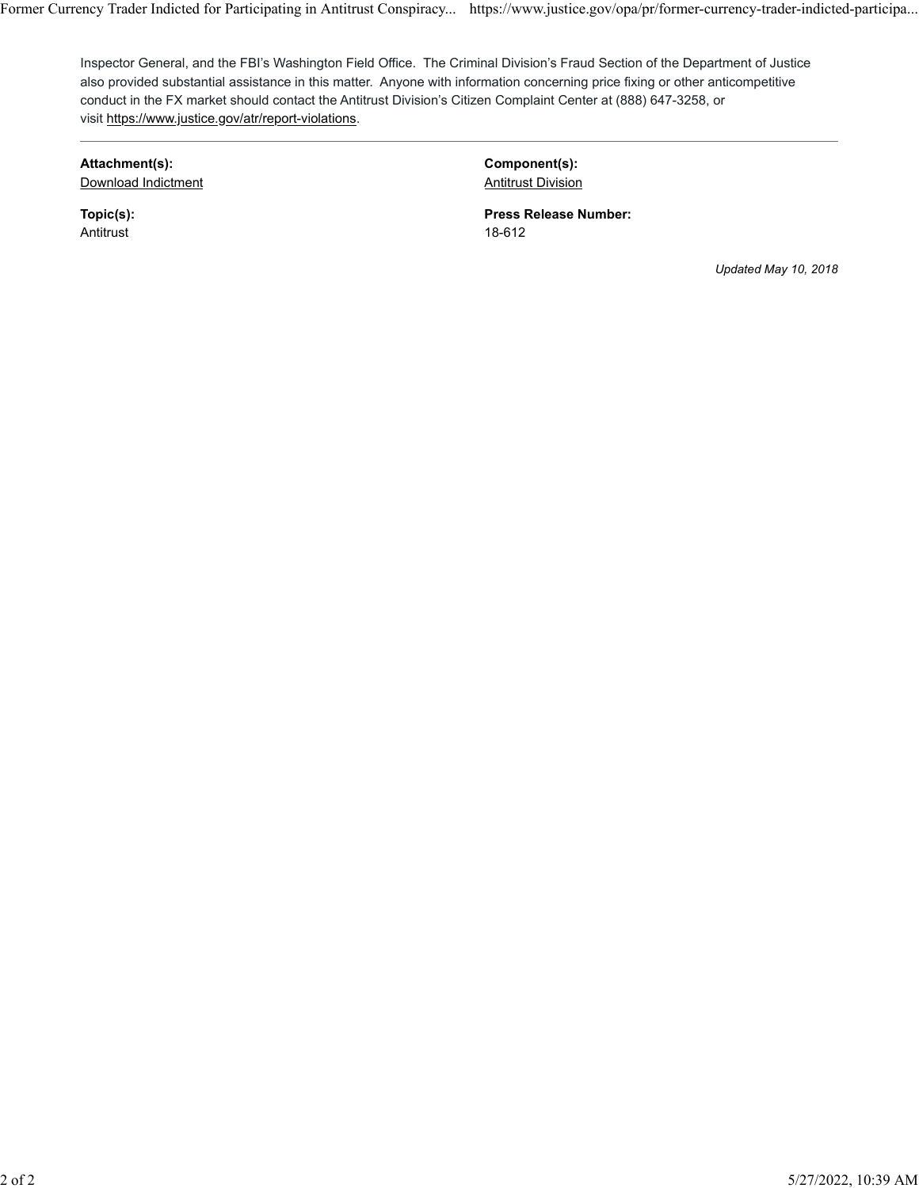Inspector General, and the FBI's Washington Field Office. The Criminal Division's Fraud Section of the Department of Justice also provided substantial assistance in this matter. Anyone with information concerning price fixing or other anticompetitive conduct in the FX market should contact the Antitrust Division's Citizen Complaint Center at (888) 647-3258, or visit https://www.justice.gov/atr/report-violations.

---

**Attachment(s):**
Download Indictment

**Component(s):**
Antitrust Division

**Topic(s):**
Antitrust

**Press Release Number:**
18-612

*Updated May 10, 2018*